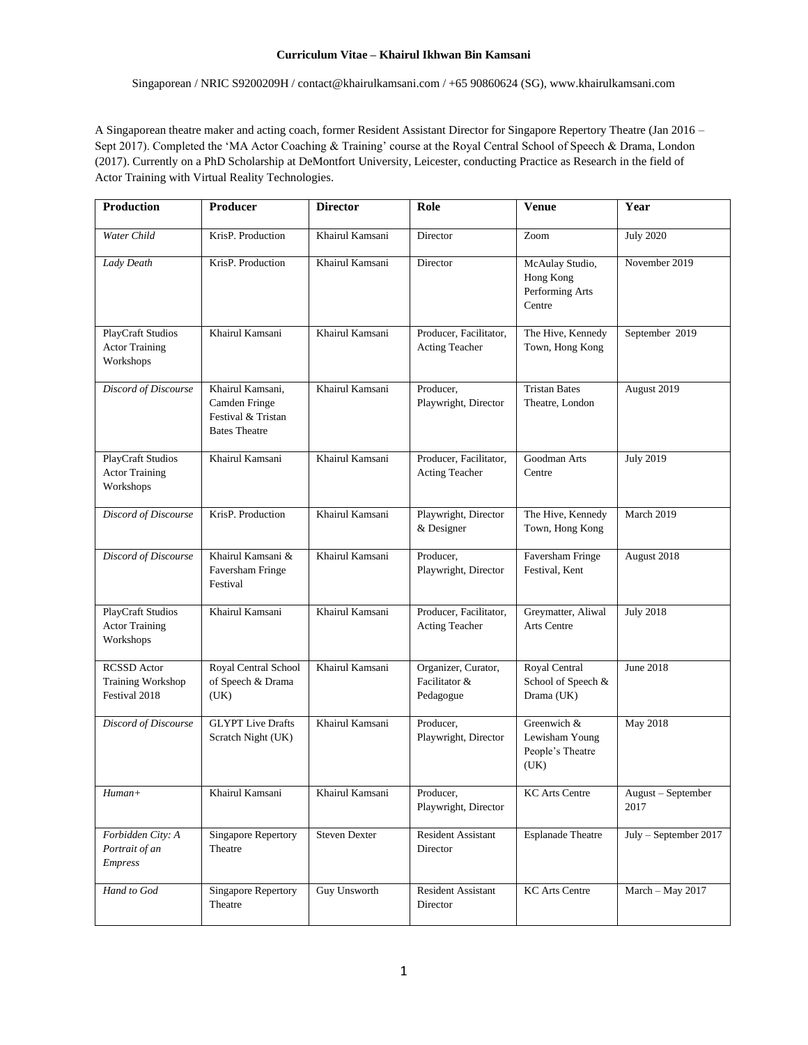**Curriculum Vitae – Khairul Ikhwan Bin Kamsani**

Singaporean / NRIC S9200209H / contact@khairulkamsani.com / +65 90860624 (SG), www.khairulkamsani.com

A Singaporean theatre maker and acting coach, former Resident Assistant Director for Singapore Repertory Theatre (Jan 2016 – Sept 2017). Completed the 'MA Actor Coaching & Training' course at the Royal Central School of Speech & Drama, London (2017). Currently on a PhD Scholarship at DeMontfort University, Leicester, conducting Practice as Research in the field of Actor Training with Virtual Reality Technologies.

| **Production** | **Producer** | **Director** | **Role** | **Venue** | **Year** |
|---|---|---|---|---|---|
| *Water Child* | KrisP. Production | Khairul Kamsani | Director | Zoom | July 2020 |
| *Lady Death* | KrisP. Production | Khairul Kamsani | Director | McAulay Studio, Hong Kong Performing Arts Centre | November 2019 |
| PlayCraft Studios Actor Training Workshops | Khairul Kamsani | Khairul Kamsani | Producer, Facilitator, Acting Teacher | The Hive, Kennedy Town, Hong Kong | September 2019 |
| *Discord of Discourse* | Khairul Kamsani, Camden Fringe Festival & Tristan Bates Theatre | Khairul Kamsani | Producer, Playwright, Director | Tristan Bates Theatre, London | August 2019 |
| PlayCraft Studios Actor Training Workshops | Khairul Kamsani | Khairul Kamsani | Producer, Facilitator, Acting Teacher | Goodman Arts Centre | July 2019 |
| *Discord of Discourse* | KrisP. Production | Khairul Kamsani | Playwright, Director & Designer | The Hive, Kennedy Town, Hong Kong | March 2019 |
| *Discord of Discourse* | Khairul Kamsani & Faversham Fringe Festival | Khairul Kamsani | Producer, Playwright, Director | Faversham Fringe Festival, Kent | August 2018 |
| PlayCraft Studios Actor Training Workshops | Khairul Kamsani | Khairul Kamsani | Producer, Facilitator, Acting Teacher | Greymatter, Aliwal Arts Centre | July 2018 |
| RCSSD Actor Training Workshop Festival 2018 | Royal Central School of Speech & Drama (UK) | Khairul Kamsani | Organizer, Curator, Facilitator & Pedagogue | Royal Central School of Speech & Drama (UK) | June 2018 |
| *Discord of Discourse* | GLYPT Live Drafts Scratch Night (UK) | Khairul Kamsani | Producer, Playwright, Director | Greenwich & Lewisham Young People's Theatre (UK) | May 2018 |
| *Human+* | Khairul Kamsani | Khairul Kamsani | Producer, Playwright, Director | KC Arts Centre | August – September 2017 |
| *Forbidden City: A Portrait of an Empress* | Singapore Repertory Theatre | Steven Dexter | Resident Assistant Director | Esplanade Theatre | July – September 2017 |
| *Hand to God* | Singapore Repertory Theatre | Guy Unsworth | Resident Assistant Director | KC Arts Centre | March – May 2017 |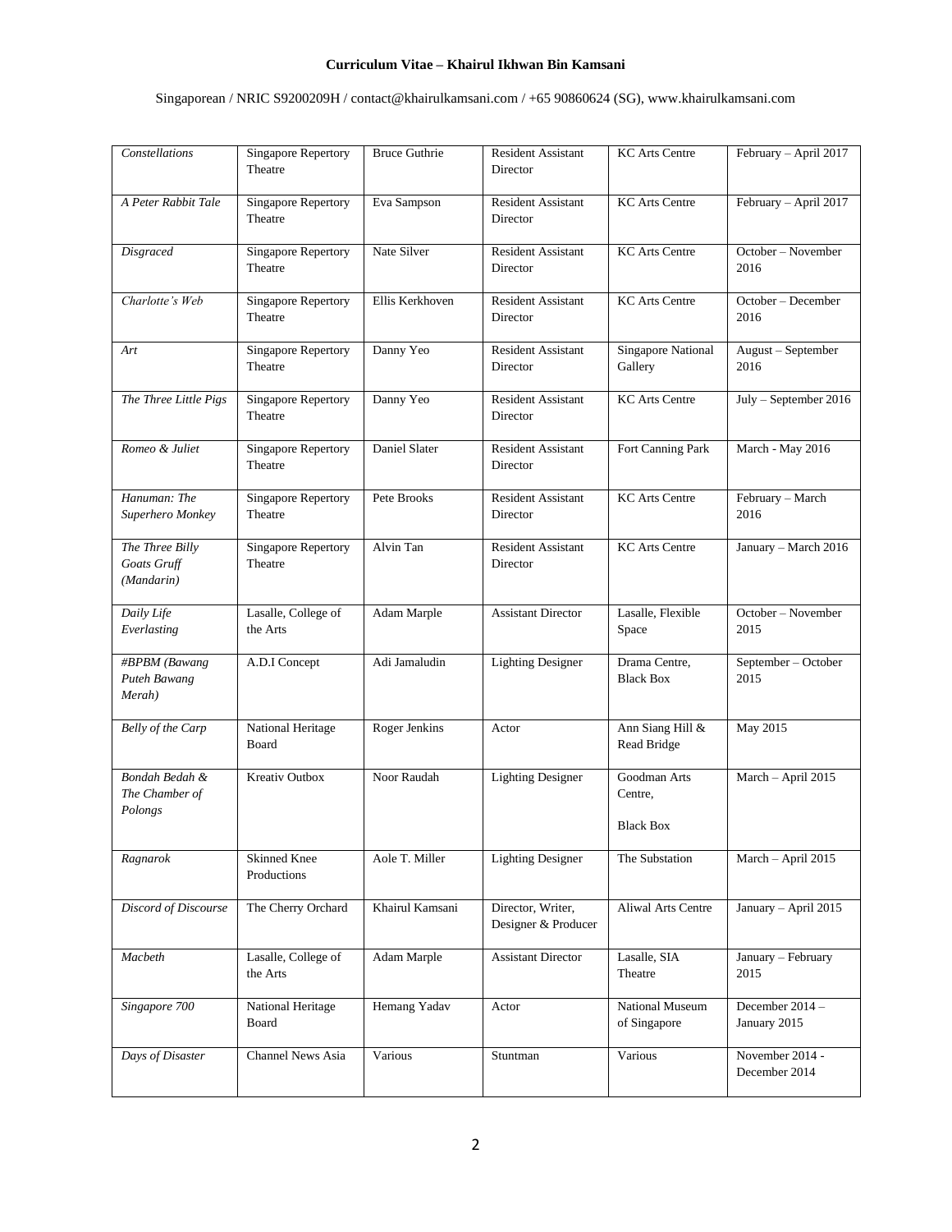| *Constellations* | Singapore Repertory Theatre | Bruce Guthrie | Resident Assistant Director | KC Arts Centre | February – April 2017 |
|---|---|---|---|---|---|
| *A Peter Rabbit Tale* | Singapore Repertory Theatre | Eva Sampson | Resident Assistant Director | KC Arts Centre | February – April 2017 |
| *Disgraced* | Singapore Repertory Theatre | Nate Silver | Resident Assistant Director | KC Arts Centre | October – November 2016 |
| *Charlotte's Web* | Singapore Repertory Theatre | Ellis Kerkhoven | Resident Assistant Director | KC Arts Centre | October – December 2016 |
| *Art* | Singapore Repertory Theatre | Danny Yeo | Resident Assistant Director | Singapore National Gallery | August – September 2016 |
| *The Three Little Pigs* | Singapore Repertory Theatre | Danny Yeo | Resident Assistant Director | KC Arts Centre | July – September 2016 |
| *Romeo & Juliet* | Singapore Repertory Theatre | Daniel Slater | Resident Assistant Director | Fort Canning Park | March - May 2016 |
| *Hanuman: The Superhero Monkey* | Singapore Repertory Theatre | Pete Brooks | Resident Assistant Director | KC Arts Centre | February – March 2016 |
| *The Three Billy Goats Gruff (Mandarin)* | Singapore Repertory Theatre | Alvin Tan | Resident Assistant Director | KC Arts Centre | January – March 2016 |
| *Daily Life Everlasting* | Lasalle, College of the Arts | Adam Marple | Assistant Director | Lasalle, Flexible Space | October – November 2015 |
| *#BPBM (Bawang Puteh Bawang Merah)* | A.D.I Concept | Adi Jamaludin | Lighting Designer | Drama Centre, Black Box | September – October 2015 |
| *Belly of the Carp* | National Heritage Board | Roger Jenkins | Actor | Ann Siang Hill & Read Bridge | May 2015 |
| *Bondah Bedah & The Chamber of Polongs* | Kreativ Outbox | Noor Raudah | Lighting Designer | Goodman Arts Centre, Black Box | March – April 2015 |
| *Ragnarok* | Skinned Knee Productions | Aole T. Miller | Lighting Designer | The Substation | March – April 2015 |
| *Discord of Discourse* | The Cherry Orchard | Khairul Kamsani | Director, Writer, Designer & Producer | Aliwal Arts Centre | January – April 2015 |
| *Macbeth* | Lasalle, College of the Arts | Adam Marple | Assistant Director | Lasalle, SIA Theatre | January – February 2015 |
| *Singapore 700* | National Heritage Board | Hemang Yadav | Actor | National Museum of Singapore | December 2014 – January 2015 |
| *Days of Disaster* | Channel News Asia | Various | Stuntman | Various | November 2014 - December 2014 |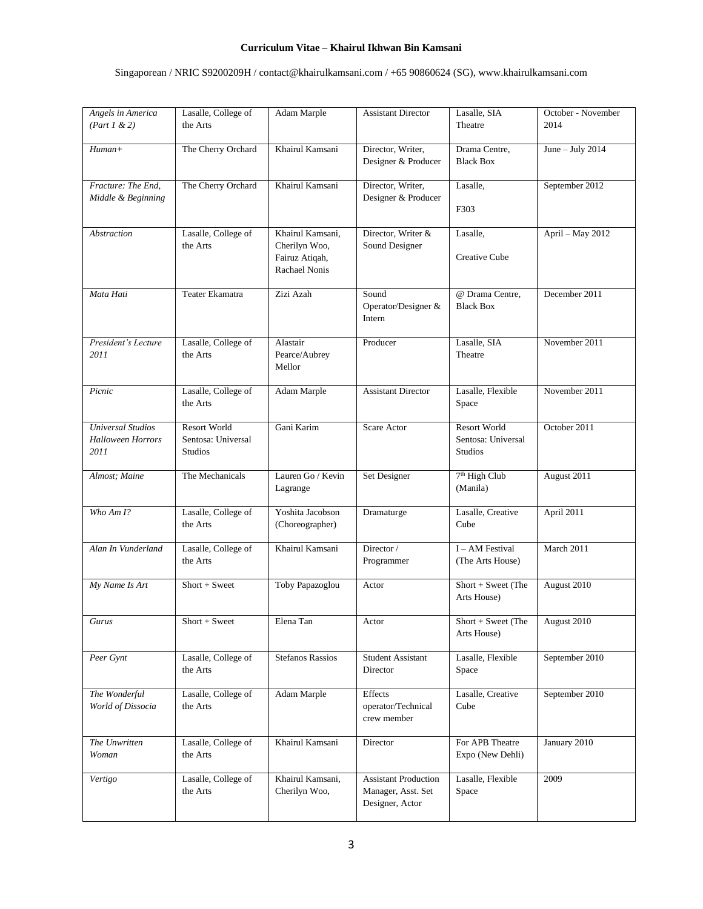**Curriculum Vitae – Khairul Ikhwan Bin Kamsani**

Singaporean / NRIC S9200209H / contact@khairulkamsani.com / +65 90860624 (SG), www.khairulkamsani.com

| | | | | | |
|---|---|---|---|---|---|
| *Angels in America (Part 1 & 2)* | Lasalle, College of the Arts | Adam Marple | Assistant Director | Lasalle, SIA Theatre | October - November 2014 |
| *Human+* | The Cherry Orchard | Khairul Kamsani | Director, Writer, Designer & Producer | Drama Centre, Black Box | June – July 2014 |
| *Fracture: The End, Middle & Beginning* | The Cherry Orchard | Khairul Kamsani | Director, Writer, Designer & Producer | Lasalle, F303 | September 2012 |
| *Abstraction* | Lasalle, College of the Arts | Khairul Kamsani, Cherilyn Woo, Fairuz Atiqah, Rachael Nonis | Director, Writer & Sound Designer | Lasalle, Creative Cube | April – May 2012 |
| *Mata Hati* | Teater Ekamatra | Zizi Azah | Sound Operator/Designer & Intern | @ Drama Centre, Black Box | December 2011 |
| *President's Lecture 2011* | Lasalle, College of the Arts | Alastair Pearce/Aubrey Mellor | Producer | Lasalle, SIA Theatre | November 2011 |
| *Picnic* | Lasalle, College of the Arts | Adam Marple | Assistant Director | Lasalle, Flexible Space | November 2011 |
| *Universal Studios Halloween Horrors 2011* | Resort World Sentosa: Universal Studios | Gani Karim | Scare Actor | Resort World Sentosa: Universal Studios | October 2011 |
| *Almost; Maine* | The Mechanicals | Lauren Go / Kevin Lagrange | Set Designer | 7th High Club (Manila) | August 2011 |
| *Who Am I?* | Lasalle, College of the Arts | Yoshita Jacobson (Choreographer) | Dramaturge | Lasalle, Creative Cube | April 2011 |
| *Alan In Vunderland* | Lasalle, College of the Arts | Khairul Kamsani | Director / Programmer | I – AM Festival (The Arts House) | March 2011 |
| *My Name Is Art* | Short + Sweet | Toby Papazoglou | Actor | Short + Sweet (The Arts House) | August 2010 |
| *Gurus* | Short + Sweet | Elena Tan | Actor | Short + Sweet (The Arts House) | August 2010 |
| *Peer Gynt* | Lasalle, College of the Arts | Stefanos Rassios | Student Assistant Director | Lasalle, Flexible Space | September 2010 |
| *The Wonderful World of Dissocia* | Lasalle, College of the Arts | Adam Marple | Effects operator/Technical crew member | Lasalle, Creative Cube | September 2010 |
| *The Unwritten Woman* | Lasalle, College of the Arts | Khairul Kamsani | Director | For APB Theatre Expo (New Dehli) | January 2010 |
| *Vertigo* | Lasalle, College of the Arts | Khairul Kamsani, Cherilyn Woo, | Assistant Production Manager, Asst. Set Designer, Actor | Lasalle, Flexible Space | 2009 |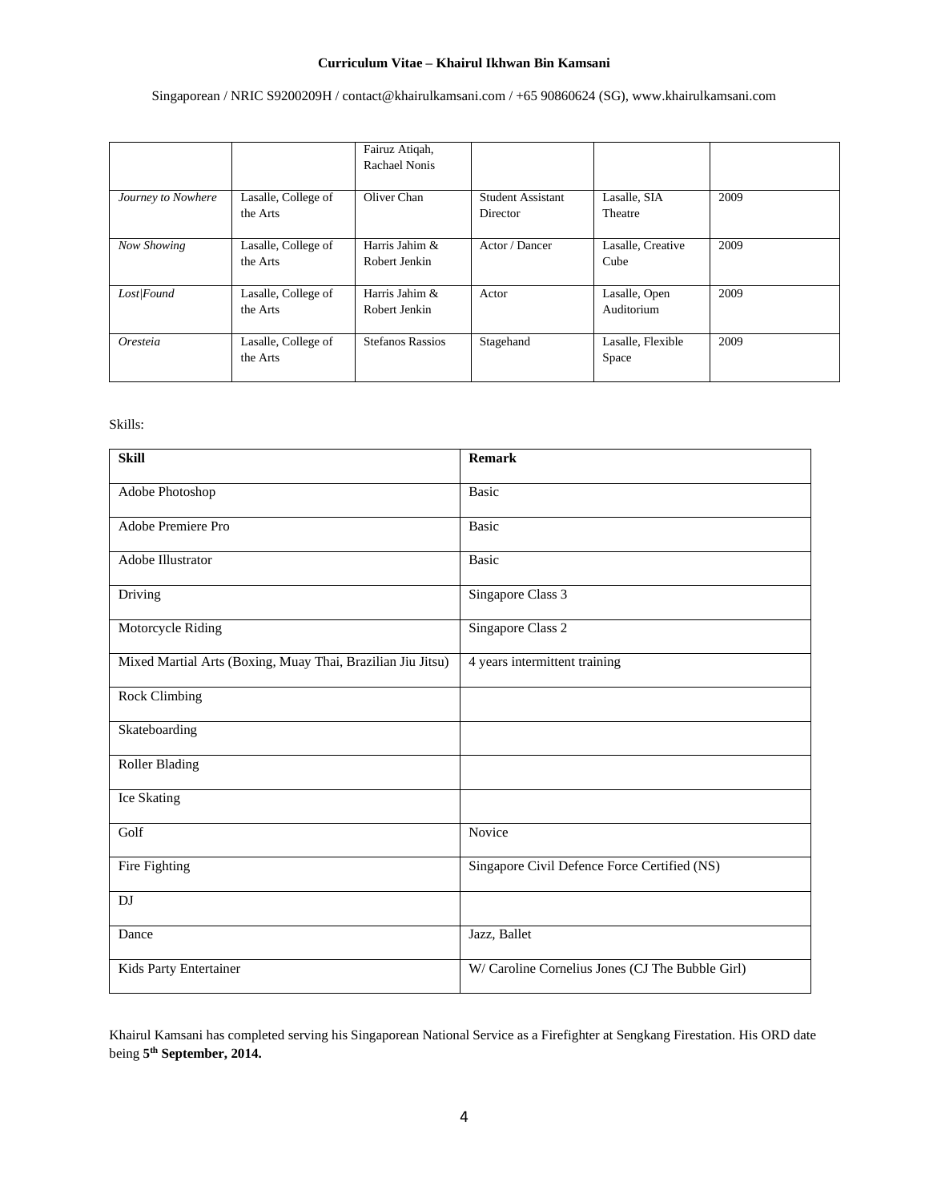| | | | | | |
|---|---|---|---|---|---|
| | | Fairuz Atiqah, Rachael Nonis | | | |
| *Journey to Nowhere* | Lasalle, College of the Arts | Oliver Chan | Student Assistant Director | Lasalle, SIA Theatre | 2009 |
| *Now Showing* | Lasalle, College of the Arts | Harris Jahim & Robert Jenkin | Actor / Dancer | Lasalle, Creative Cube | 2009 |
| *Lost\|Found* | Lasalle, College of the Arts | Harris Jahim & Robert Jenkin | Actor | Lasalle, Open Auditorium | 2009 |
| *Oresteia* | Lasalle, College of the Arts | Stefanos Rassios | Stagehand | Lasalle, Flexible Space | 2009 |

Skills:

| **Skill** | **Remark** |
|---|---|
| Adobe Photoshop | Basic |
| Adobe Premiere Pro | Basic |
| Adobe Illustrator | Basic |
| Driving | Singapore Class 3 |
| Motorcycle Riding | Singapore Class 2 |
| Mixed Martial Arts (Boxing, Muay Thai, Brazilian Jiu Jitsu) | 4 years intermittent training |
| Rock Climbing | |
| Skateboarding | |
| Roller Blading | |
| Ice Skating | |
| Golf | Novice |
| Fire Fighting | Singapore Civil Defence Force Certified (NS) |
| DJ | |
| Dance | Jazz, Ballet |
| Kids Party Entertainer | W/ Caroline Cornelius Jones (CJ The Bubble Girl) |

Khairul Kamsani has completed serving his Singaporean National Service as a Firefighter at Sengkang Firestation. His ORD date being **5th September, 2014.**